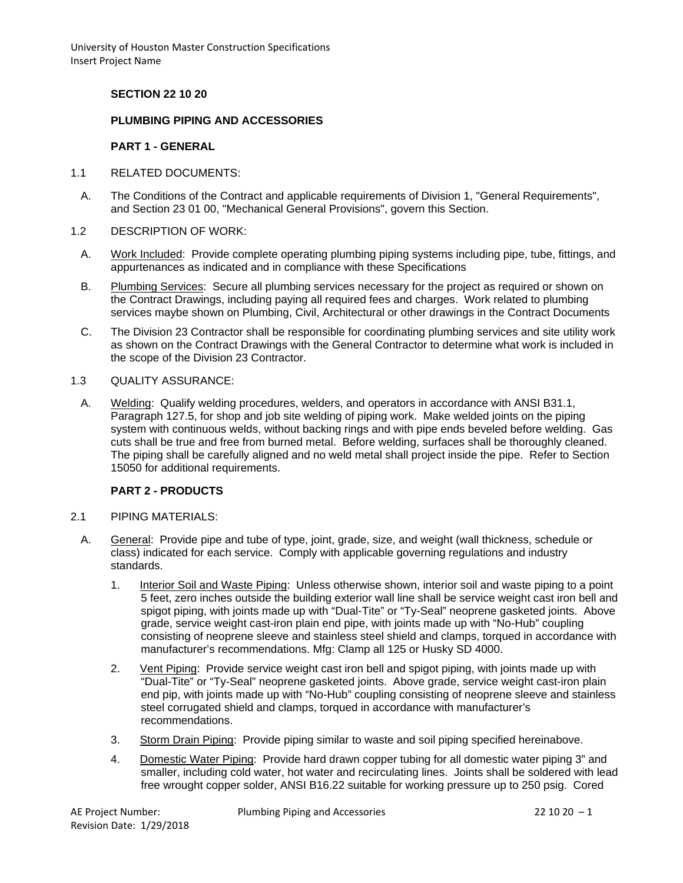**SECTION 22 10 20**

**PLUMBING PIPING AND ACCESSORIES**

**PART 1 - GENERAL**

1.1 RELATED DOCUMENTS:

A. The Conditions of the Contract and applicable requirements of Division 1, "General Requirements", and Section 23 01 00, "Mechanical General Provisions", govern this Section.

1.2 DESCRIPTION OF WORK:

A. Work Included: Provide complete operating plumbing piping systems including pipe, tube, fittings, and appurtenances as indicated and in compliance with these Specifications

B. Plumbing Services: Secure all plumbing services necessary for the project as required or shown on the Contract Drawings, including paying all required fees and charges. Work related to plumbing services maybe shown on Plumbing, Civil, Architectural or other drawings in the Contract Documents

C. The Division 23 Contractor shall be responsible for coordinating plumbing services and site utility work as shown on the Contract Drawings with the General Contractor to determine what work is included in the scope of the Division 23 Contractor.

1.3 QUALITY ASSURANCE:

A. Welding: Qualify welding procedures, welders, and operators in accordance with ANSI B31.1, Paragraph 127.5, for shop and job site welding of piping work. Make welded joints on the piping system with continuous welds, without backing rings and with pipe ends beveled before welding. Gas cuts shall be true and free from burned metal. Before welding, surfaces shall be thoroughly cleaned. The piping shall be carefully aligned and no weld metal shall project inside the pipe. Refer to Section 15050 for additional requirements.

**PART 2 - PRODUCTS**

2.1 PIPING MATERIALS:

A. General: Provide pipe and tube of type, joint, grade, size, and weight (wall thickness, schedule or class) indicated for each service. Comply with applicable governing regulations and industry standards.

1. Interior Soil and Waste Piping: Unless otherwise shown, interior soil and waste piping to a point 5 feet, zero inches outside the building exterior wall line shall be service weight cast iron bell and spigot piping, with joints made up with "Dual-Tite" or "Ty-Seal" neoprene gasketed joints. Above grade, service weight cast-iron plain end pipe, with joints made up with "No-Hub" coupling consisting of neoprene sleeve and stainless steel shield and clamps, torqued in accordance with manufacturer's recommendations. Mfg: Clamp all 125 or Husky SD 4000.

2. Vent Piping: Provide service weight cast iron bell and spigot piping, with joints made up with "Dual-Tite" or "Ty-Seal" neoprene gasketed joints. Above grade, service weight cast-iron plain end pip, with joints made up with "No-Hub" coupling consisting of neoprene sleeve and stainless steel corrugated shield and clamps, torqued in accordance with manufacturer's recommendations.

3. Storm Drain Piping: Provide piping similar to waste and soil piping specified hereinabove.

4. Domestic Water Piping: Provide hard drawn copper tubing for all domestic water piping 3" and smaller, including cold water, hot water and recirculating lines. Joints shall be soldered with lead free wrought copper solder, ANSI B16.22 suitable for working pressure up to 250 psig. Cored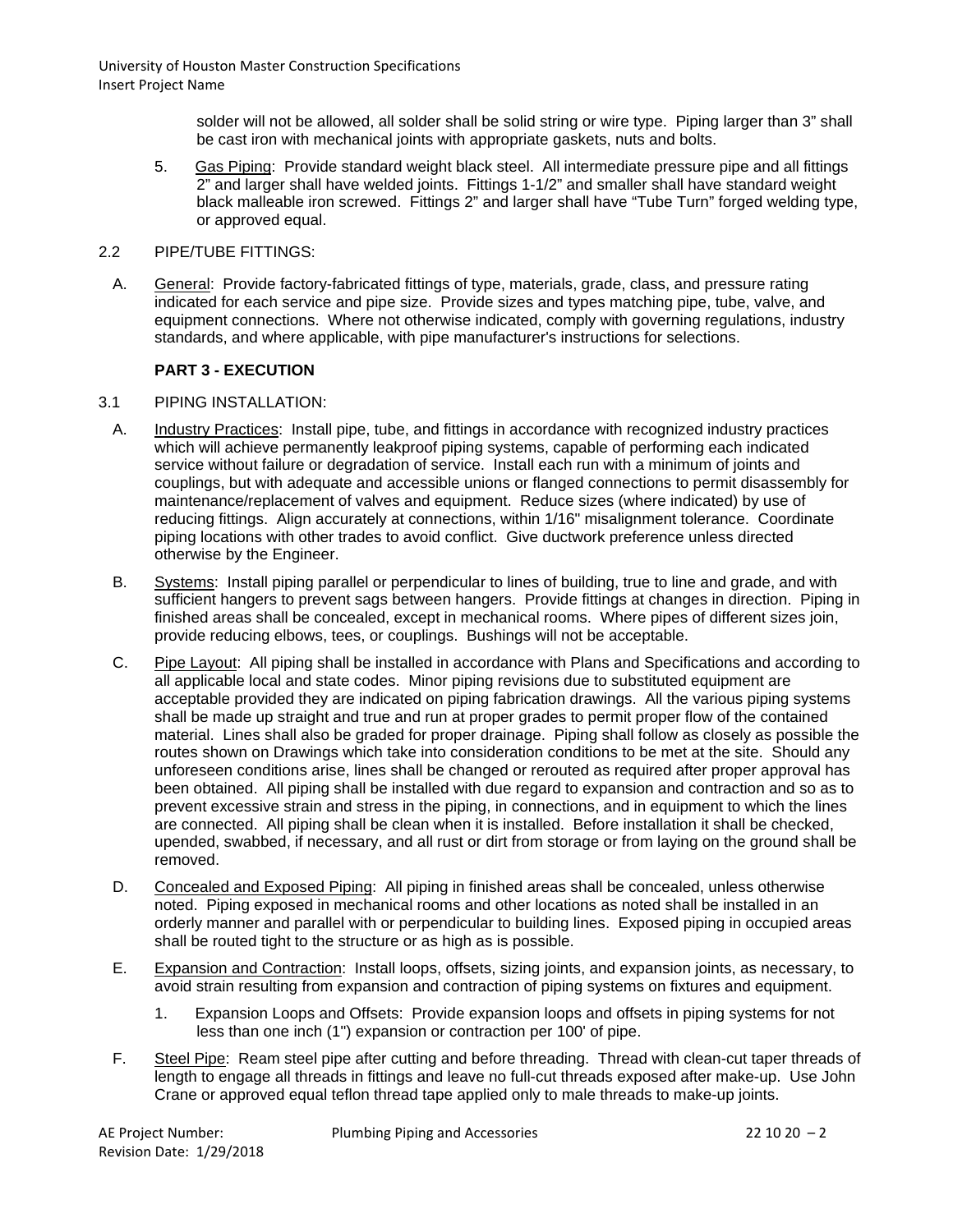solder will not be allowed, all solder shall be solid string or wire type. Piping larger than 3" shall be cast iron with mechanical joints with appropriate gaskets, nuts and bolts.

5. Gas Piping: Provide standard weight black steel. All intermediate pressure pipe and all fittings 2" and larger shall have welded joints. Fittings 1-1/2" and smaller shall have standard weight black malleable iron screwed. Fittings 2" and larger shall have "Tube Turn" forged welding type, or approved equal.

2.2 PIPE/TUBE FITTINGS:

A. General: Provide factory-fabricated fittings of type, materials, grade, class, and pressure rating indicated for each service and pipe size. Provide sizes and types matching pipe, tube, valve, and equipment connections. Where not otherwise indicated, comply with governing regulations, industry standards, and where applicable, with pipe manufacturer's instructions for selections.

## PART 3 - EXECUTION

3.1 PIPING INSTALLATION:

A. Industry Practices: Install pipe, tube, and fittings in accordance with recognized industry practices which will achieve permanently leakproof piping systems, capable of performing each indicated service without failure or degradation of service. Install each run with a minimum of joints and couplings, but with adequate and accessible unions or flanged connections to permit disassembly for maintenance/replacement of valves and equipment. Reduce sizes (where indicated) by use of reducing fittings. Align accurately at connections, within 1/16" misalignment tolerance. Coordinate piping locations with other trades to avoid conflict. Give ductwork preference unless directed otherwise by the Engineer.

B. Systems: Install piping parallel or perpendicular to lines of building, true to line and grade, and with sufficient hangers to prevent sags between hangers. Provide fittings at changes in direction. Piping in finished areas shall be concealed, except in mechanical rooms. Where pipes of different sizes join, provide reducing elbows, tees, or couplings. Bushings will not be acceptable.

C. Pipe Layout: All piping shall be installed in accordance with Plans and Specifications and according to all applicable local and state codes. Minor piping revisions due to substituted equipment are acceptable provided they are indicated on piping fabrication drawings. All the various piping systems shall be made up straight and true and run at proper grades to permit proper flow of the contained material. Lines shall also be graded for proper drainage. Piping shall follow as closely as possible the routes shown on Drawings which take into consideration conditions to be met at the site. Should any unforeseen conditions arise, lines shall be changed or rerouted as required after proper approval has been obtained. All piping shall be installed with due regard to expansion and contraction and so as to prevent excessive strain and stress in the piping, in connections, and in equipment to which the lines are connected. All piping shall be clean when it is installed. Before installation it shall be checked, upended, swabbed, if necessary, and all rust or dirt from storage or from laying on the ground shall be removed.

D. Concealed and Exposed Piping: All piping in finished areas shall be concealed, unless otherwise noted. Piping exposed in mechanical rooms and other locations as noted shall be installed in an orderly manner and parallel with or perpendicular to building lines. Exposed piping in occupied areas shall be routed tight to the structure or as high as is possible.

E. Expansion and Contraction: Install loops, offsets, sizing joints, and expansion joints, as necessary, to avoid strain resulting from expansion and contraction of piping systems on fixtures and equipment.

1. Expansion Loops and Offsets: Provide expansion loops and offsets in piping systems for not less than one inch (1") expansion or contraction per 100' of pipe.

F. Steel Pipe: Ream steel pipe after cutting and before threading. Thread with clean-cut taper threads of length to engage all threads in fittings and leave no full-cut threads exposed after make-up. Use John Crane or approved equal teflon thread tape applied only to male threads to make-up joints.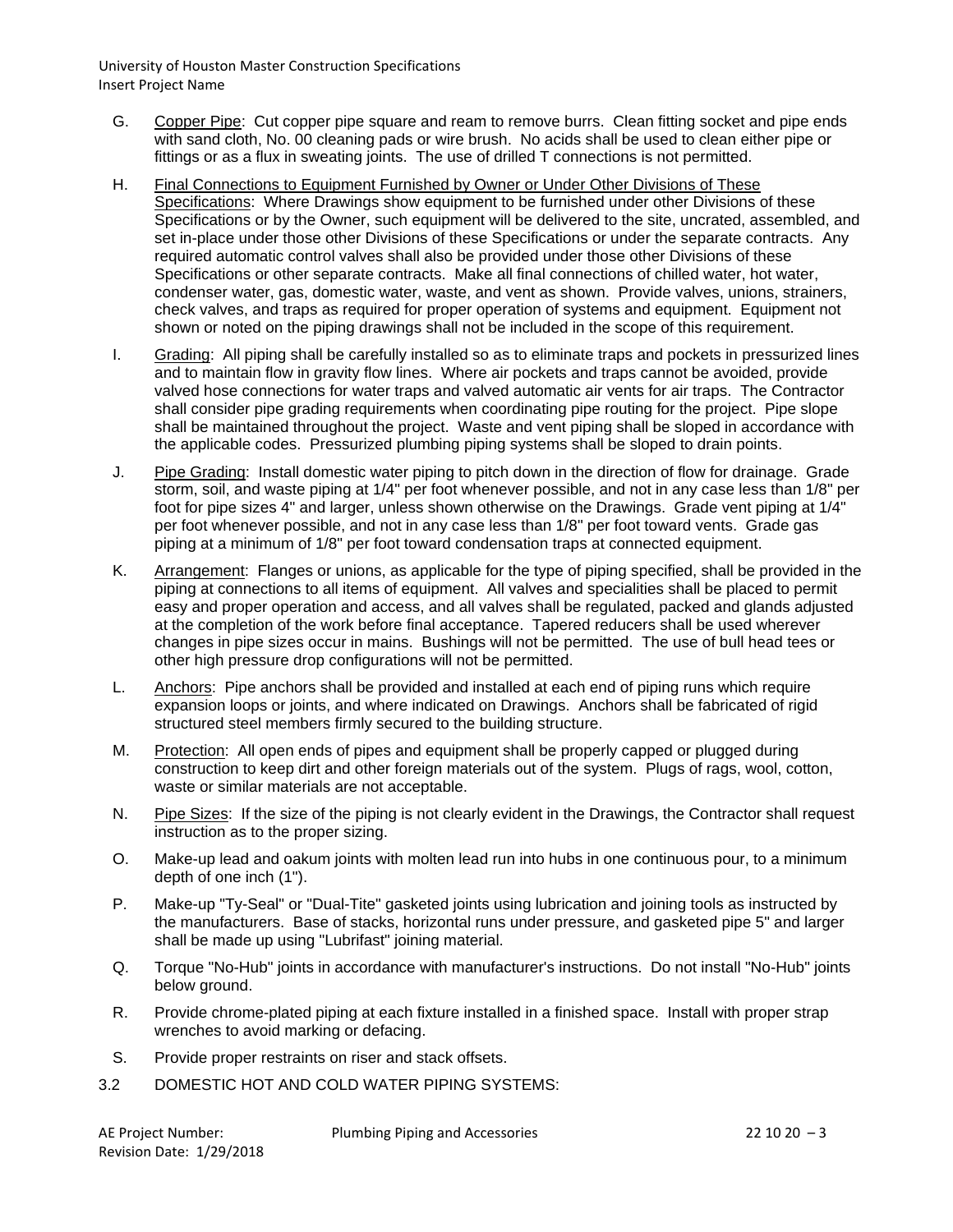G. Copper Pipe: Cut copper pipe square and ream to remove burrs. Clean fitting socket and pipe ends with sand cloth, No. 00 cleaning pads or wire brush. No acids shall be used to clean either pipe or fittings or as a flux in sweating joints. The use of drilled T connections is not permitted.

H. Final Connections to Equipment Furnished by Owner or Under Other Divisions of These Specifications: Where Drawings show equipment to be furnished under other Divisions of these Specifications or by the Owner, such equipment will be delivered to the site, uncrated, assembled, and set in-place under those other Divisions of these Specifications or under the separate contracts. Any required automatic control valves shall also be provided under those other Divisions of these Specifications or other separate contracts. Make all final connections of chilled water, hot water, condenser water, gas, domestic water, waste, and vent as shown. Provide valves, unions, strainers, check valves, and traps as required for proper operation of systems and equipment. Equipment not shown or noted on the piping drawings shall not be included in the scope of this requirement.

I. Grading: All piping shall be carefully installed so as to eliminate traps and pockets in pressurized lines and to maintain flow in gravity flow lines. Where air pockets and traps cannot be avoided, provide valved hose connections for water traps and valved automatic air vents for air traps. The Contractor shall consider pipe grading requirements when coordinating pipe routing for the project. Pipe slope shall be maintained throughout the project. Waste and vent piping shall be sloped in accordance with the applicable codes. Pressurized plumbing piping systems shall be sloped to drain points.

J. Pipe Grading: Install domestic water piping to pitch down in the direction of flow for drainage. Grade storm, soil, and waste piping at 1/4" per foot whenever possible, and not in any case less than 1/8" per foot for pipe sizes 4" and larger, unless shown otherwise on the Drawings. Grade vent piping at 1/4" per foot whenever possible, and not in any case less than 1/8" per foot toward vents. Grade gas piping at a minimum of 1/8" per foot toward condensation traps at connected equipment.

K. Arrangement: Flanges or unions, as applicable for the type of piping specified, shall be provided in the piping at connections to all items of equipment. All valves and specialities shall be placed to permit easy and proper operation and access, and all valves shall be regulated, packed and glands adjusted at the completion of the work before final acceptance. Tapered reducers shall be used wherever changes in pipe sizes occur in mains. Bushings will not be permitted. The use of bull head tees or other high pressure drop configurations will not be permitted.

L. Anchors: Pipe anchors shall be provided and installed at each end of piping runs which require expansion loops or joints, and where indicated on Drawings. Anchors shall be fabricated of rigid structured steel members firmly secured to the building structure.

M. Protection: All open ends of pipes and equipment shall be properly capped or plugged during construction to keep dirt and other foreign materials out of the system. Plugs of rags, wool, cotton, waste or similar materials are not acceptable.

N. Pipe Sizes: If the size of the piping is not clearly evident in the Drawings, the Contractor shall request instruction as to the proper sizing.

O. Make-up lead and oakum joints with molten lead run into hubs in one continuous pour, to a minimum depth of one inch (1").

P. Make-up "Ty-Seal" or "Dual-Tite" gasketed joints using lubrication and joining tools as instructed by the manufacturers. Base of stacks, horizontal runs under pressure, and gasketed pipe 5" and larger shall be made up using "Lubrifast" joining material.

Q. Torque "No-Hub" joints in accordance with manufacturer's instructions. Do not install "No-Hub" joints below ground.

R. Provide chrome-plated piping at each fixture installed in a finished space. Install with proper strap wrenches to avoid marking or defacing.

S. Provide proper restraints on riser and stack offsets.

## 3.2 DOMESTIC HOT AND COLD WATER PIPING SYSTEMS: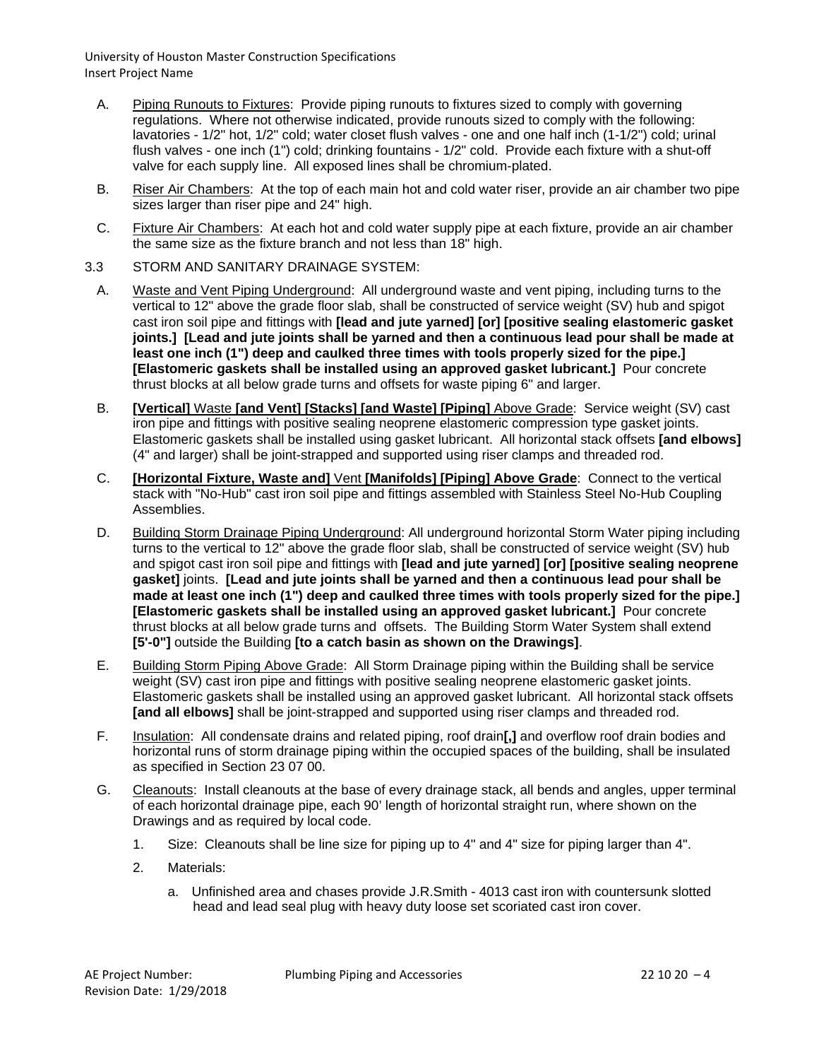A. Piping Runouts to Fixtures: Provide piping runouts to fixtures sized to comply with governing regulations. Where not otherwise indicated, provide runouts sized to comply with the following: lavatories - 1/2" hot, 1/2" cold; water closet flush valves - one and one half inch (1-1/2") cold; urinal flush valves - one inch (1") cold; drinking fountains - 1/2" cold. Provide each fixture with a shut-off valve for each supply line. All exposed lines shall be chromium-plated.

B. Riser Air Chambers: At the top of each main hot and cold water riser, provide an air chamber two pipe sizes larger than riser pipe and 24" high.

C. Fixture Air Chambers: At each hot and cold water supply pipe at each fixture, provide an air chamber the same size as the fixture branch and not less than 18" high.

3.3 STORM AND SANITARY DRAINAGE SYSTEM:

A. Waste and Vent Piping Underground: All underground waste and vent piping, including turns to the vertical to 12" above the grade floor slab, shall be constructed of service weight (SV) hub and spigot cast iron soil pipe and fittings with **[lead and jute yarned] [or] [positive sealing elastomeric gasket joints.] [Lead and jute joints shall be yarned and then a continuous lead pour shall be made at least one inch (1") deep and caulked three times with tools properly sized for the pipe.] [Elastomeric gaskets shall be installed using an approved gasket lubricant.]** Pour concrete thrust blocks at all below grade turns and offsets for waste piping 6" and larger.

B. **[Vertical]** Waste **[and Vent] [Stacks] [and Waste] [Piping]** Above Grade: Service weight (SV) cast iron pipe and fittings with positive sealing neoprene elastomeric compression type gasket joints. Elastomeric gaskets shall be installed using gasket lubricant. All horizontal stack offsets **[and elbows]** (4" and larger) shall be joint-strapped and supported using riser clamps and threaded rod.

C. **[Horizontal Fixture, Waste and]** Vent **[Manifolds] [Piping] Above Grade**: Connect to the vertical stack with "No-Hub" cast iron soil pipe and fittings assembled with Stainless Steel No-Hub Coupling Assemblies.

D. Building Storm Drainage Piping Underground: All underground horizontal Storm Water piping including turns to the vertical to 12" above the grade floor slab, shall be constructed of service weight (SV) hub and spigot cast iron soil pipe and fittings with **[lead and jute yarned] [or] [positive sealing neoprene gasket]** joints. **[Lead and jute joints shall be yarned and then a continuous lead pour shall be made at least one inch (1") deep and caulked three times with tools properly sized for the pipe.] [Elastomeric gaskets shall be installed using an approved gasket lubricant.]** Pour concrete thrust blocks at all below grade turns and offsets. The Building Storm Water System shall extend **[5'-0"]** outside the Building **[to a catch basin as shown on the Drawings]**.

E. Building Storm Piping Above Grade: All Storm Drainage piping within the Building shall be service weight (SV) cast iron pipe and fittings with positive sealing neoprene elastomeric gasket joints. Elastomeric gaskets shall be installed using an approved gasket lubricant. All horizontal stack offsets **[and all elbows]** shall be joint-strapped and supported using riser clamps and threaded rod.

F. Insulation: All condensate drains and related piping, roof drain**[,]** and overflow roof drain bodies and horizontal runs of storm drainage piping within the occupied spaces of the building, shall be insulated as specified in Section 23 07 00.

G. Cleanouts: Install cleanouts at the base of every drainage stack, all bends and angles, upper terminal of each horizontal drainage pipe, each 90' length of horizontal straight run, where shown on the Drawings and as required by local code.

1. Size: Cleanouts shall be line size for piping up to 4" and 4" size for piping larger than 4".

2. Materials:

   a. Unfinished area and chases provide J.R.Smith - 4013 cast iron with countersunk slotted head and lead seal plug with heavy duty loose set scoriated cast iron cover.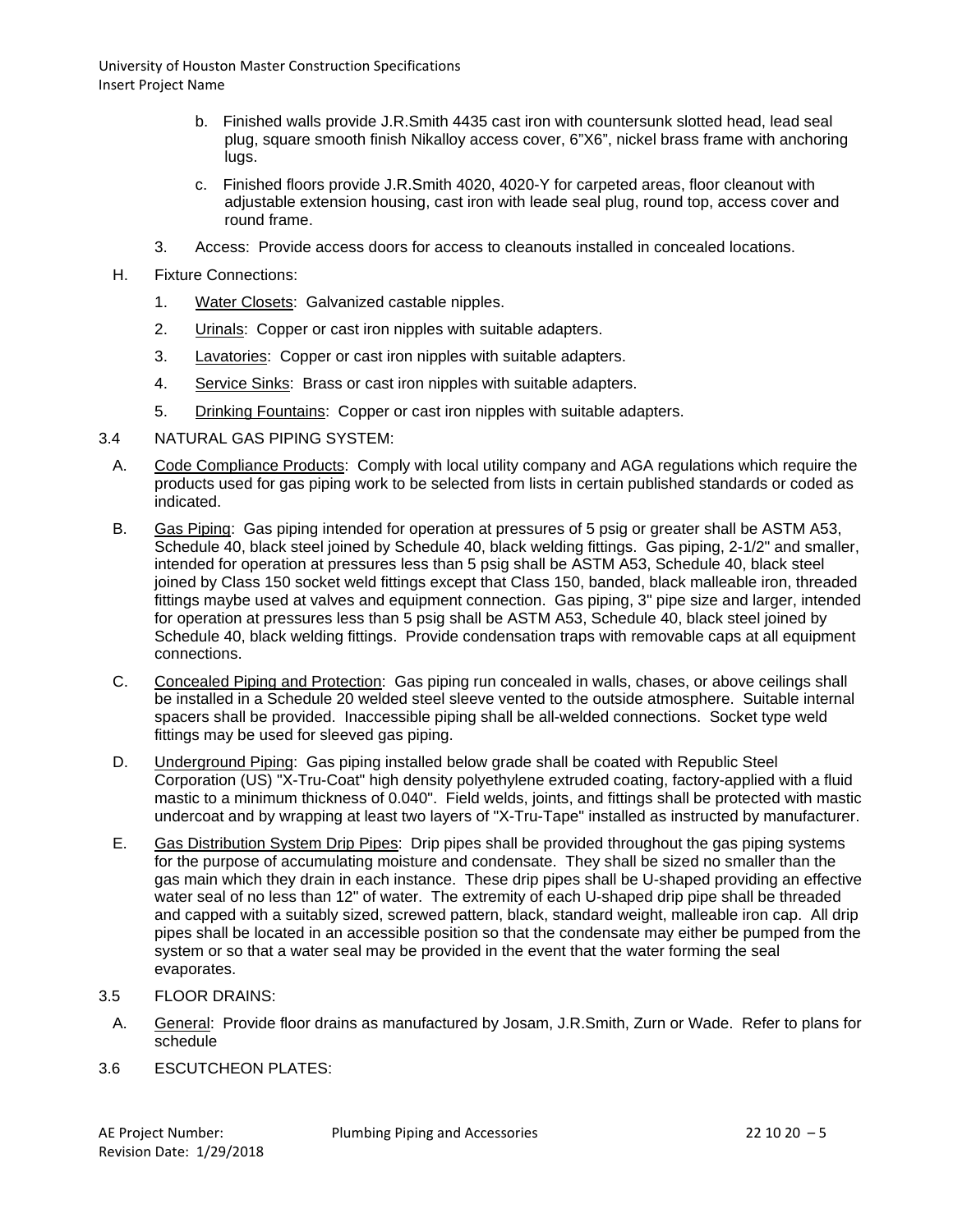b. Finished walls provide J.R.Smith 4435 cast iron with countersunk slotted head, lead seal plug, square smooth finish Nikalloy access cover, 6"X6", nickel brass frame with anchoring lugs.

c. Finished floors provide J.R.Smith 4020, 4020-Y for carpeted areas, floor cleanout with adjustable extension housing, cast iron with leade seal plug, round top, access cover and round frame.

3. Access: Provide access doors for access to cleanouts installed in concealed locations.

H. Fixture Connections:

1. Water Closets: Galvanized castable nipples.
2. Urinals: Copper or cast iron nipples with suitable adapters.
3. Lavatories: Copper or cast iron nipples with suitable adapters.
4. Service Sinks: Brass or cast iron nipples with suitable adapters.
5. Drinking Fountains: Copper or cast iron nipples with suitable adapters.

3.4 NATURAL GAS PIPING SYSTEM:

A. Code Compliance Products: Comply with local utility company and AGA regulations which require the products used for gas piping work to be selected from lists in certain published standards or coded as indicated.

B. Gas Piping: Gas piping intended for operation at pressures of 5 psig or greater shall be ASTM A53, Schedule 40, black steel joined by Schedule 40, black welding fittings. Gas piping, 2-1/2" and smaller, intended for operation at pressures less than 5 psig shall be ASTM A53, Schedule 40, black steel joined by Class 150 socket weld fittings except that Class 150, banded, black malleable iron, threaded fittings maybe used at valves and equipment connection. Gas piping, 3" pipe size and larger, intended for operation at pressures less than 5 psig shall be ASTM A53, Schedule 40, black steel joined by Schedule 40, black welding fittings. Provide condensation traps with removable caps at all equipment connections.

C. Concealed Piping and Protection: Gas piping run concealed in walls, chases, or above ceilings shall be installed in a Schedule 20 welded steel sleeve vented to the outside atmosphere. Suitable internal spacers shall be provided. Inaccessible piping shall be all-welded connections. Socket type weld fittings may be used for sleeved gas piping.

D. Underground Piping: Gas piping installed below grade shall be coated with Republic Steel Corporation (US) "X-Tru-Coat" high density polyethylene extruded coating, factory-applied with a fluid mastic to a minimum thickness of 0.040". Field welds, joints, and fittings shall be protected with mastic undercoat and by wrapping at least two layers of "X-Tru-Tape" installed as instructed by manufacturer.

E. Gas Distribution System Drip Pipes: Drip pipes shall be provided throughout the gas piping systems for the purpose of accumulating moisture and condensate. They shall be sized no smaller than the gas main which they drain in each instance. These drip pipes shall be U-shaped providing an effective water seal of no less than 12" of water. The extremity of each U-shaped drip pipe shall be threaded and capped with a suitably sized, screwed pattern, black, standard weight, malleable iron cap. All drip pipes shall be located in an accessible position so that the condensate may either be pumped from the system or so that a water seal may be provided in the event that the water forming the seal evaporates.

3.5 FLOOR DRAINS:

A. General: Provide floor drains as manufactured by Josam, J.R.Smith, Zurn or Wade. Refer to plans for schedule

3.6 ESCUTCHEON PLATES: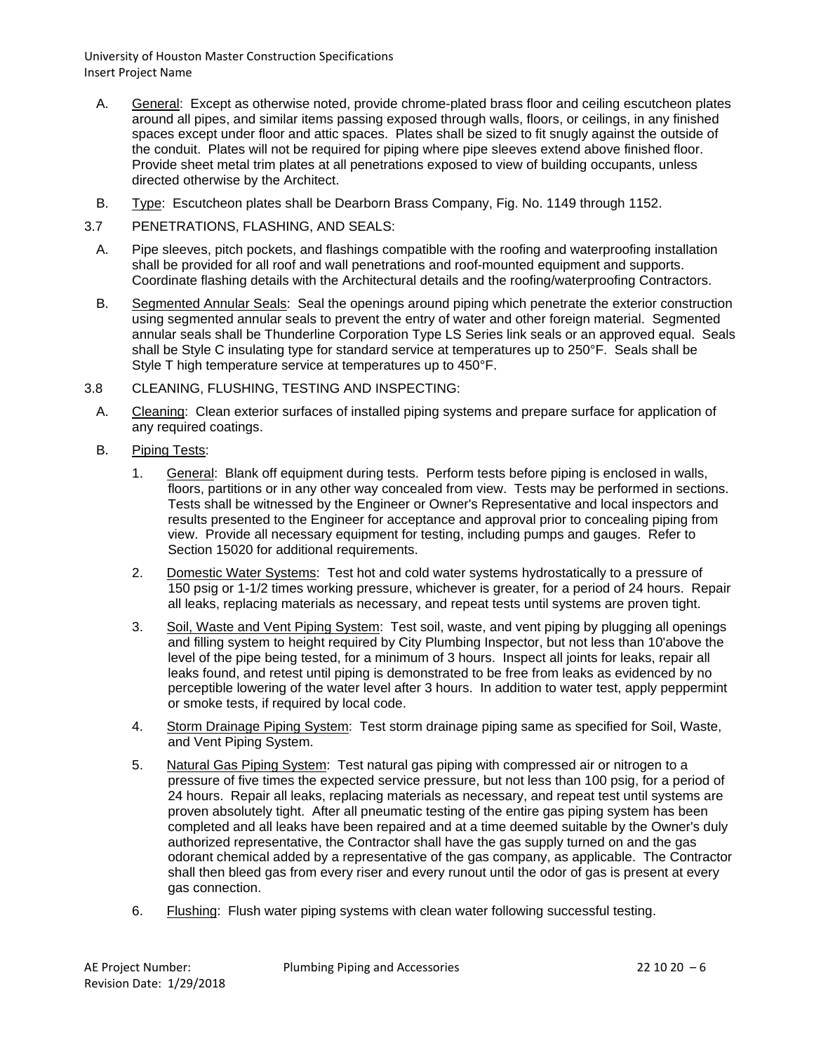A. General: Except as otherwise noted, provide chrome-plated brass floor and ceiling escutcheon plates around all pipes, and similar items passing exposed through walls, floors, or ceilings, in any finished spaces except under floor and attic spaces. Plates shall be sized to fit snugly against the outside of the conduit. Plates will not be required for piping where pipe sleeves extend above finished floor. Provide sheet metal trim plates at all penetrations exposed to view of building occupants, unless directed otherwise by the Architect.

B. Type: Escutcheon plates shall be Dearborn Brass Company, Fig. No. 1149 through 1152.

3.7 PENETRATIONS, FLASHING, AND SEALS:

A. Pipe sleeves, pitch pockets, and flashings compatible with the roofing and waterproofing installation shall be provided for all roof and wall penetrations and roof-mounted equipment and supports. Coordinate flashing details with the Architectural details and the roofing/waterproofing Contractors.

B. Segmented Annular Seals: Seal the openings around piping which penetrate the exterior construction using segmented annular seals to prevent the entry of water and other foreign material. Segmented annular seals shall be Thunderline Corporation Type LS Series link seals or an approved equal. Seals shall be Style C insulating type for standard service at temperatures up to 250°F. Seals shall be Style T high temperature service at temperatures up to 450°F.

3.8 CLEANING, FLUSHING, TESTING AND INSPECTING:

A. Cleaning: Clean exterior surfaces of installed piping systems and prepare surface for application of any required coatings.

B. Piping Tests:

1. General: Blank off equipment during tests. Perform tests before piping is enclosed in walls, floors, partitions or in any other way concealed from view. Tests may be performed in sections. Tests shall be witnessed by the Engineer or Owner's Representative and local inspectors and results presented to the Engineer for acceptance and approval prior to concealing piping from view. Provide all necessary equipment for testing, including pumps and gauges. Refer to Section 15020 for additional requirements.

2. Domestic Water Systems: Test hot and cold water systems hydrostatically to a pressure of 150 psig or 1-1/2 times working pressure, whichever is greater, for a period of 24 hours. Repair all leaks, replacing materials as necessary, and repeat tests until systems are proven tight.

3. Soil, Waste and Vent Piping System: Test soil, waste, and vent piping by plugging all openings and filling system to height required by City Plumbing Inspector, but not less than 10'above the level of the pipe being tested, for a minimum of 3 hours. Inspect all joints for leaks, repair all leaks found, and retest until piping is demonstrated to be free from leaks as evidenced by no perceptible lowering of the water level after 3 hours. In addition to water test, apply peppermint or smoke tests, if required by local code.

4. Storm Drainage Piping System: Test storm drainage piping same as specified for Soil, Waste, and Vent Piping System.

5. Natural Gas Piping System: Test natural gas piping with compressed air or nitrogen to a pressure of five times the expected service pressure, but not less than 100 psig, for a period of 24 hours. Repair all leaks, replacing materials as necessary, and repeat test until systems are proven absolutely tight. After all pneumatic testing of the entire gas piping system has been completed and all leaks have been repaired and at a time deemed suitable by the Owner's duly authorized representative, the Contractor shall have the gas supply turned on and the gas odorant chemical added by a representative of the gas company, as applicable. The Contractor shall then bleed gas from every riser and every runout until the odor of gas is present at every gas connection.

6. Flushing: Flush water piping systems with clean water following successful testing.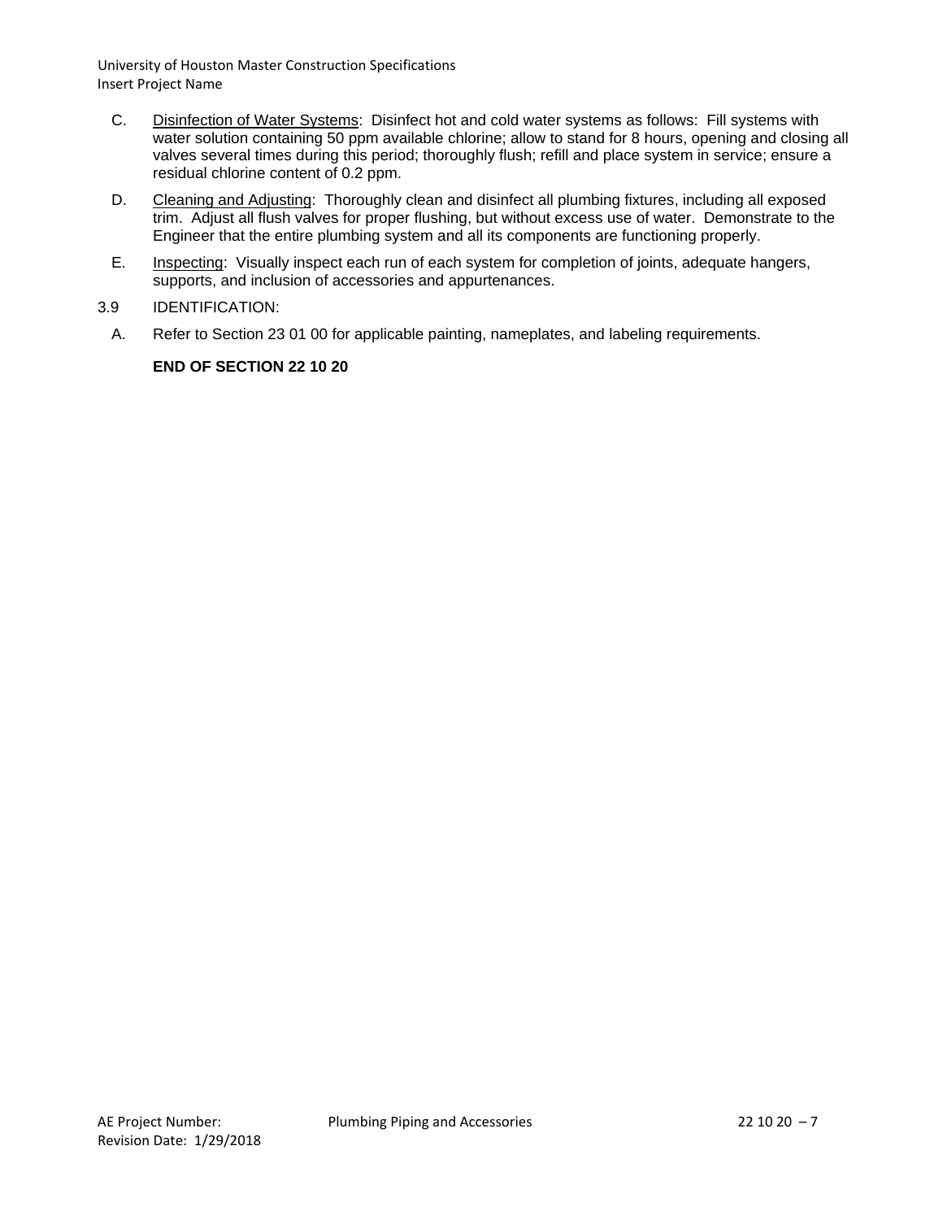C. Disinfection of Water Systems: Disinfect hot and cold water systems as follows: Fill systems with water solution containing 50 ppm available chlorine; allow to stand for 8 hours, opening and closing all valves several times during this period; thoroughly flush; refill and place system in service; ensure a residual chlorine content of 0.2 ppm.

D. Cleaning and Adjusting: Thoroughly clean and disinfect all plumbing fixtures, including all exposed trim. Adjust all flush valves for proper flushing, but without excess use of water. Demonstrate to the Engineer that the entire plumbing system and all its components are functioning properly.

E. Inspecting: Visually inspect each run of each system for completion of joints, adequate hangers, supports, and inclusion of accessories and appurtenances.

3.9 IDENTIFICATION:

A. Refer to Section 23 01 00 for applicable painting, nameplates, and labeling requirements.

**END OF SECTION 22 10 20**